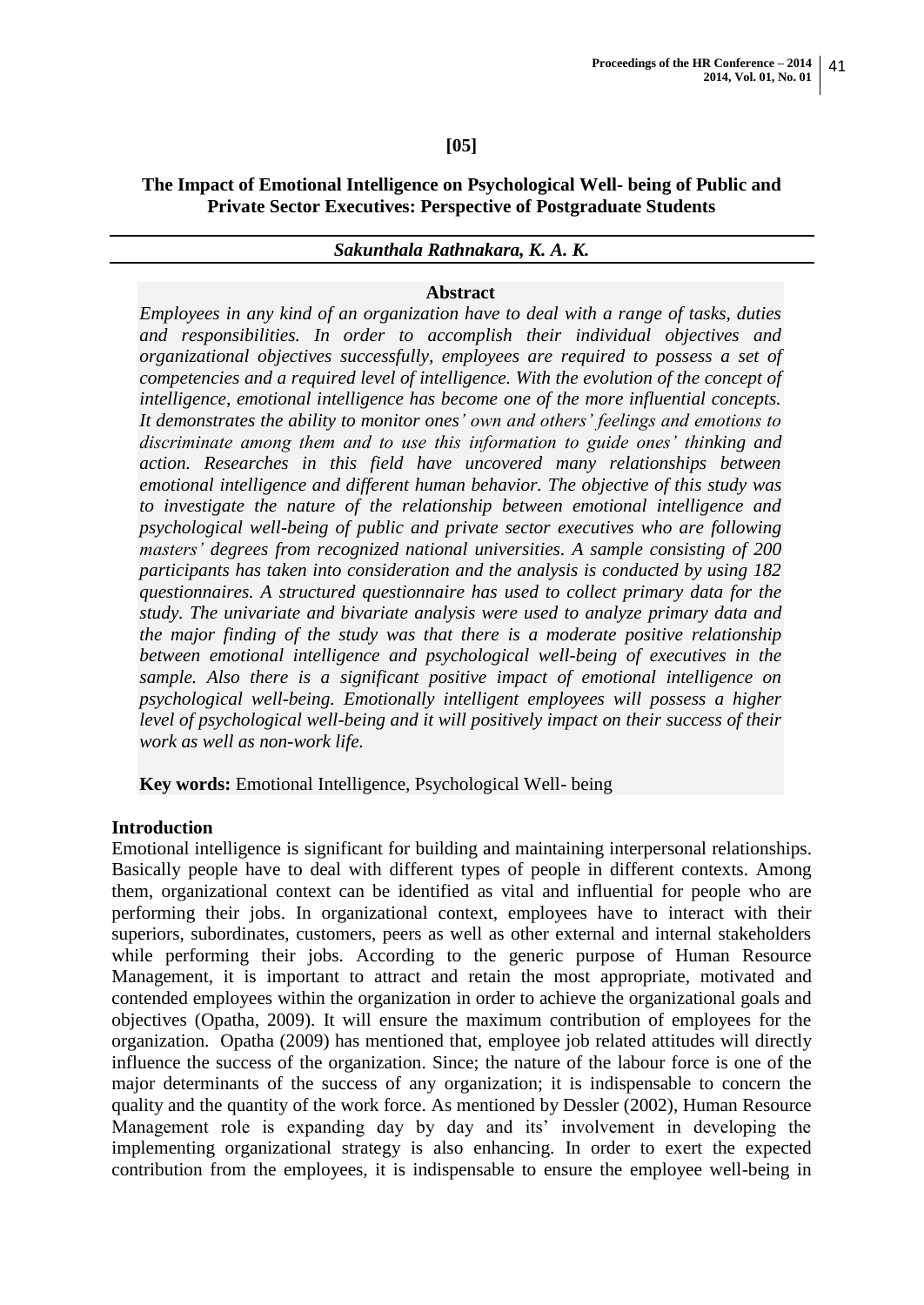**[05]**

# The Impact of Emotional Intelligence on Psychological Well- being of Public and Private Sector Executives: Perspective of Postgraduate Students

***Sakunthala Rathnakara, K. A. K.***

## Abstract

*Employees in any kind of an organization have to deal with a range of tasks, duties and responsibilities. In order to accomplish their individual objectives and organizational objectives successfully, employees are required to possess a set of competencies and a required level of intelligence. With the evolution of the concept of intelligence, emotional intelligence has become one of the more influential concepts. It demonstrates the ability to monitor ones' own and others' feelings and emotions to discriminate among them and to use this information to guide ones' thinking and action. Researches in this field have uncovered many relationships between emotional intelligence and different human behavior. The objective of this study was to investigate the nature of the relationship between emotional intelligence and psychological well-being of public and private sector executives who are following masters' degrees from recognized national universities. A sample consisting of 200 participants has taken into consideration and the analysis is conducted by using 182 questionnaires. A structured questionnaire has used to collect primary data for the study. The univariate and bivariate analysis were used to analyze primary data and the major finding of the study was that there is a moderate positive relationship between emotional intelligence and psychological well-being of executives in the sample. Also there is a significant positive impact of emotional intelligence on psychological well-being. Emotionally intelligent employees will possess a higher level of psychological well-being and it will positively impact on their success of their work as well as non-work life.*

**Key words:** Emotional Intelligence, Psychological Well- being

## Introduction

Emotional intelligence is significant for building and maintaining interpersonal relationships. Basically people have to deal with different types of people in different contexts. Among them, organizational context can be identified as vital and influential for people who are performing their jobs. In organizational context, employees have to interact with their superiors, subordinates, customers, peers as well as other external and internal stakeholders while performing their jobs. According to the generic purpose of Human Resource Management, it is important to attract and retain the most appropriate, motivated and contended employees within the organization in order to achieve the organizational goals and objectives (Opatha, 2009). It will ensure the maximum contribution of employees for the organization. Opatha (2009) has mentioned that, employee job related attitudes will directly influence the success of the organization. Since; the nature of the labour force is one of the major determinants of the success of any organization; it is indispensable to concern the quality and the quantity of the work force. As mentioned by Dessler (2002), Human Resource Management role is expanding day by day and its' involvement in developing the implementing organizational strategy is also enhancing. In order to exert the expected contribution from the employees, it is indispensable to ensure the employee well-being in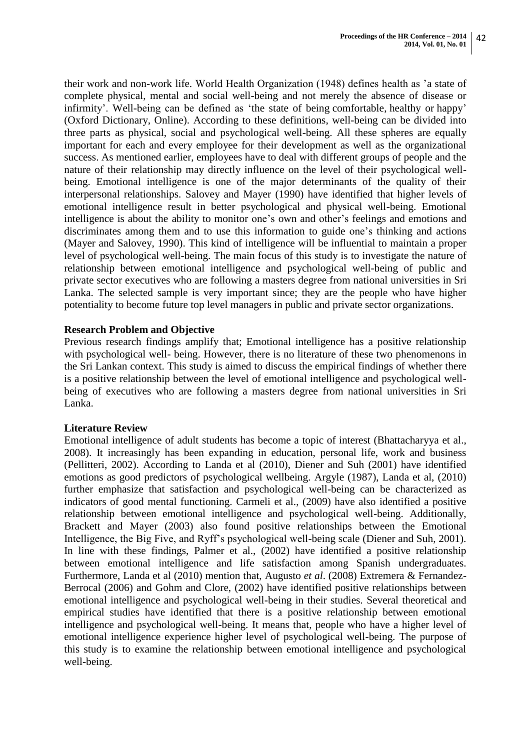their work and non-work life. World Health Organization (1948) defines health as 'a state of complete physical, mental and social well-being and not merely the absence of disease or infirmity'. Well-being can be defined as 'the state of being comfortable, healthy or happy' (Oxford Dictionary, Online). According to these definitions, well-being can be divided into three parts as physical, social and psychological well-being. All these spheres are equally important for each and every employee for their development as well as the organizational success. As mentioned earlier, employees have to deal with different groups of people and the nature of their relationship may directly influence on the level of their psychological well-being. Emotional intelligence is one of the major determinants of the quality of their interpersonal relationships. Salovey and Mayer (1990) have identified that higher levels of emotional intelligence result in better psychological and physical well-being. Emotional intelligence is about the ability to monitor one's own and other's feelings and emotions and discriminates among them and to use this information to guide one's thinking and actions (Mayer and Salovey, 1990). This kind of intelligence will be influential to maintain a proper level of psychological well-being. The main focus of this study is to investigate the nature of relationship between emotional intelligence and psychological well-being of public and private sector executives who are following a masters degree from national universities in Sri Lanka. The selected sample is very important since; they are the people who have higher potentiality to become future top level managers in public and private sector organizations.

**Research Problem and Objective**

Previous research findings amplify that; Emotional intelligence has a positive relationship with psychological well- being. However, there is no literature of these two phenomenons in the Sri Lankan context. This study is aimed to discuss the empirical findings of whether there is a positive relationship between the level of emotional intelligence and psychological well-being of executives who are following a masters degree from national universities in Sri Lanka.

**Literature Review**

Emotional intelligence of adult students has become a topic of interest (Bhattacharyya et al., 2008). It increasingly has been expanding in education, personal life, work and business (Pellitteri, 2002). According to Landa et al (2010), Diener and Suh (2001) have identified emotions as good predictors of psychological wellbeing. Argyle (1987), Landa et al, (2010) further emphasize that satisfaction and psychological well-being can be characterized as indicators of good mental functioning. Carmeli et al., (2009) have also identified a positive relationship between emotional intelligence and psychological well-being. Additionally, Brackett and Mayer (2003) also found positive relationships between the Emotional Intelligence, the Big Five, and Ryff's psychological well-being scale (Diener and Suh, 2001). In line with these findings, Palmer et al., (2002) have identified a positive relationship between emotional intelligence and life satisfaction among Spanish undergraduates. Furthermore, Landa et al (2010) mention that, Augusto *et al*. (2008) Extremera & Fernandez-Berrocal (2006) and Gohm and Clore, (2002) have identified positive relationships between emotional intelligence and psychological well-being in their studies. Several theoretical and empirical studies have identified that there is a positive relationship between emotional intelligence and psychological well-being. It means that, people who have a higher level of emotional intelligence experience higher level of psychological well-being. The purpose of this study is to examine the relationship between emotional intelligence and psychological well-being.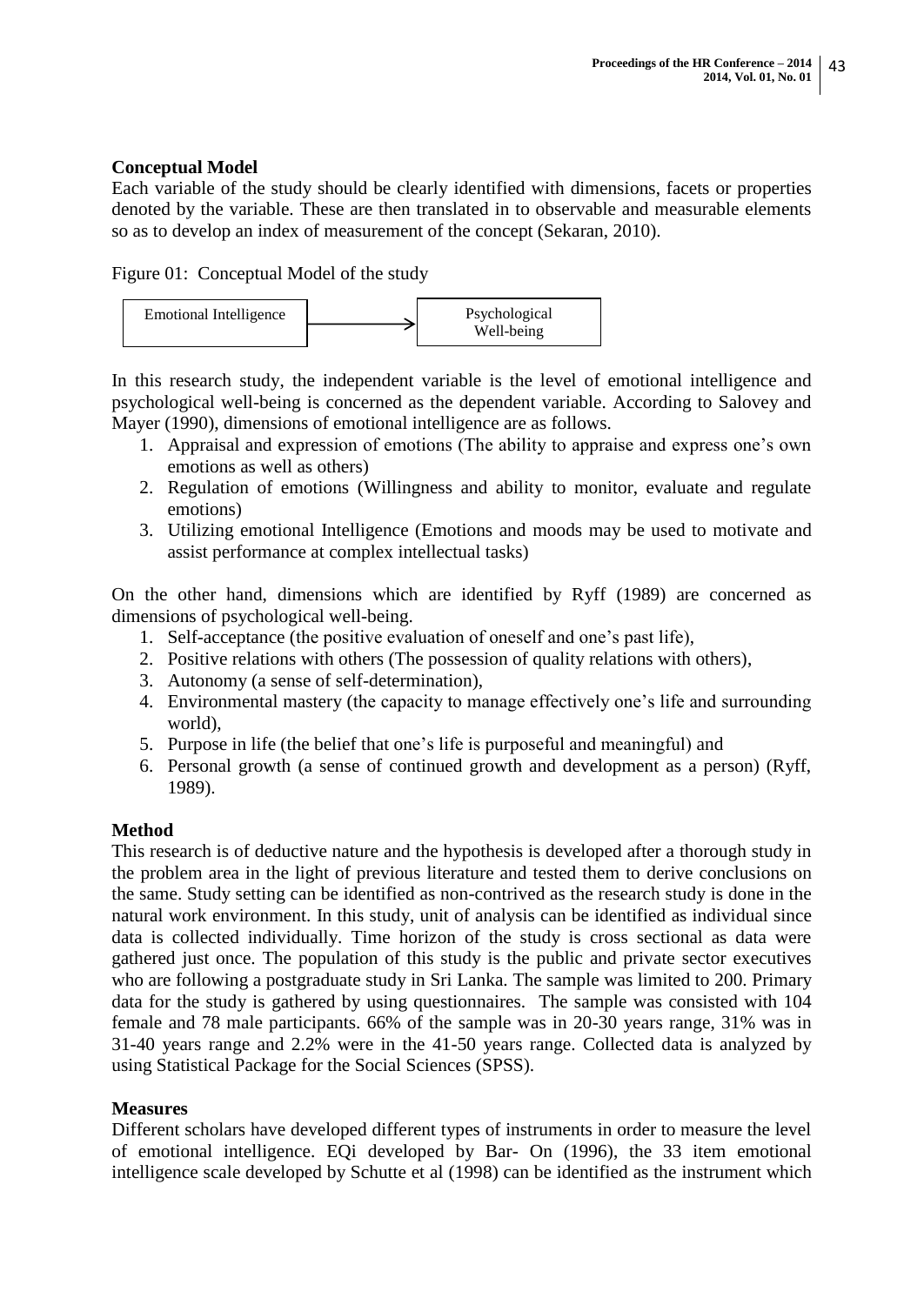**Conceptual Model**

Each variable of the study should be clearly identified with dimensions, facets or properties denoted by the variable. These are then translated in to observable and measurable elements so as to develop an index of measurement of the concept (Sekaran, 2010).

Figure 01: Conceptual Model of the study

Emotional Intelligence → Psychological Well-being

In this research study, the independent variable is the level of emotional intelligence and psychological well-being is concerned as the dependent variable. According to Salovey and Mayer (1990), dimensions of emotional intelligence are as follows.

1. Appraisal and expression of emotions (The ability to appraise and express one's own emotions as well as others)
2. Regulation of emotions (Willingness and ability to monitor, evaluate and regulate emotions)
3. Utilizing emotional Intelligence (Emotions and moods may be used to motivate and assist performance at complex intellectual tasks)

On the other hand, dimensions which are identified by Ryff (1989) are concerned as dimensions of psychological well-being.

1. Self-acceptance (the positive evaluation of oneself and one's past life),
2. Positive relations with others (The possession of quality relations with others),
3. Autonomy (a sense of self-determination),
4. Environmental mastery (the capacity to manage effectively one's life and surrounding world),
5. Purpose in life (the belief that one's life is purposeful and meaningful) and
6. Personal growth (a sense of continued growth and development as a person) (Ryff, 1989).

**Method**

This research is of deductive nature and the hypothesis is developed after a thorough study in the problem area in the light of previous literature and tested them to derive conclusions on the same. Study setting can be identified as non-contrived as the research study is done in the natural work environment. In this study, unit of analysis can be identified as individual since data is collected individually. Time horizon of the study is cross sectional as data were gathered just once. The population of this study is the public and private sector executives who are following a postgraduate study in Sri Lanka. The sample was limited to 200. Primary data for the study is gathered by using questionnaires. The sample was consisted with 104 female and 78 male participants. 66% of the sample was in 20-30 years range, 31% was in 31-40 years range and 2.2% were in the 41-50 years range. Collected data is analyzed by using Statistical Package for the Social Sciences (SPSS).

**Measures**

Different scholars have developed different types of instruments in order to measure the level of emotional intelligence. EQi developed by Bar- On (1996), the 33 item emotional intelligence scale developed by Schutte et al (1998) can be identified as the instrument which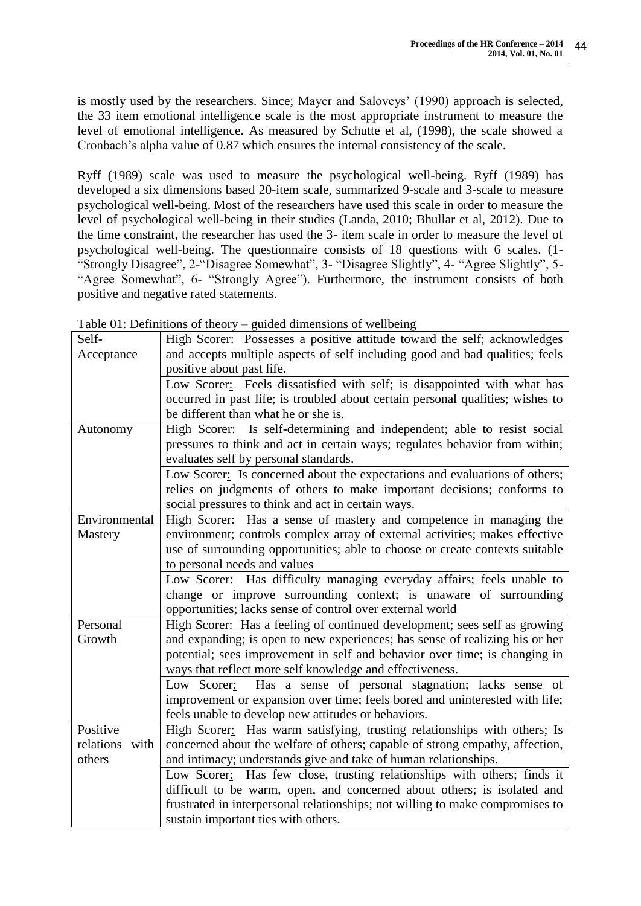is mostly used by the researchers. Since; Mayer and Saloveys' (1990) approach is selected, the 33 item emotional intelligence scale is the most appropriate instrument to measure the level of emotional intelligence. As measured by Schutte et al, (1998), the scale showed a Cronbach's alpha value of 0.87 which ensures the internal consistency of the scale.

Ryff (1989) scale was used to measure the psychological well-being. Ryff (1989) has developed a six dimensions based 20-item scale, summarized 9-scale and 3-scale to measure psychological well-being. Most of the researchers have used this scale in order to measure the level of psychological well-being in their studies (Landa, 2010; Bhullar et al, 2012). Due to the time constraint, the researcher has used the 3- item scale in order to measure the level of psychological well-being. The questionnaire consists of 18 questions with 6 scales. (1- "Strongly Disagree", 2-"Disagree Somewhat", 3- "Disagree Slightly", 4- "Agree Slightly", 5- "Agree Somewhat", 6- "Strongly Agree"). Furthermore, the instrument consists of both positive and negative rated statements.

Table 01: Definitions of theory – guided dimensions of wellbeing

| | |
|---|---|
| Self-Acceptance | High Scorer: Possesses a positive attitude toward the self; acknowledges and accepts multiple aspects of self including good and bad qualities; feels positive about past life. |
| | Low Scorer: Feels dissatisfied with self; is disappointed with what has occurred in past life; is troubled about certain personal qualities; wishes to be different than what he or she is. |
| Autonomy | High Scorer: Is self-determining and independent; able to resist social pressures to think and act in certain ways; regulates behavior from within; evaluates self by personal standards. |
| | Low Scorer: Is concerned about the expectations and evaluations of others; relies on judgments of others to make important decisions; conforms to social pressures to think and act in certain ways. |
| Environmental Mastery | High Scorer: Has a sense of mastery and competence in managing the environment; controls complex array of external activities; makes effective use of surrounding opportunities; able to choose or create contexts suitable to personal needs and values |
| | Low Scorer: Has difficulty managing everyday affairs; feels unable to change or improve surrounding context; is unaware of surrounding opportunities; lacks sense of control over external world |
| Personal Growth | High Scorer: Has a feeling of continued development; sees self as growing and expanding; is open to new experiences; has sense of realizing his or her potential; sees improvement in self and behavior over time; is changing in ways that reflect more self knowledge and effectiveness. |
| | Low Scorer: Has a sense of personal stagnation; lacks sense of improvement or expansion over time; feels bored and uninterested with life; feels unable to develop new attitudes or behaviors. |
| Positive relations with others | High Scorer: Has warm satisfying, trusting relationships with others; Is concerned about the welfare of others; capable of strong empathy, affection, and intimacy; understands give and take of human relationships. |
| | Low Scorer: Has few close, trusting relationships with others; finds it difficult to be warm, open, and concerned about others; is isolated and frustrated in interpersonal relationships; not willing to make compromises to sustain important ties with others. |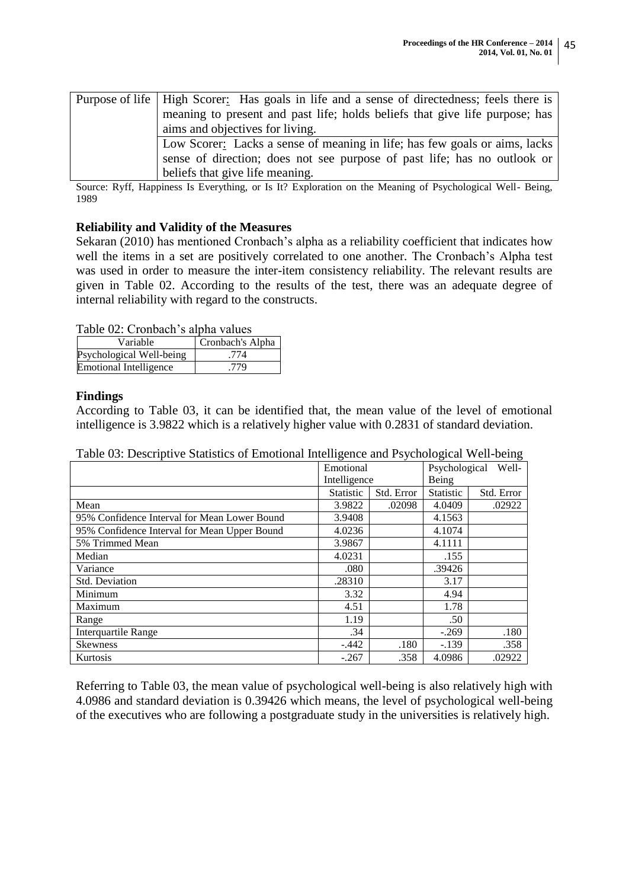| Purpose of life | High Scorer: Has goals in life and a sense of directedness; feels there is meaning to present and past life; holds beliefs that give life purpose; has aims and objectives for living. |
|---|---|
| | Low Scorer: Lacks a sense of meaning in life; has few goals or aims, lacks sense of direction; does not see purpose of past life; has no outlook or beliefs that give life meaning. |

Source: Ryff, Happiness Is Everything, or Is It? Exploration on the Meaning of Psychological Well- Being, 1989

**Reliability and Validity of the Measures**

Sekaran (2010) has mentioned Cronbach's alpha as a reliability coefficient that indicates how well the items in a set are positively correlated to one another. The Cronbach's Alpha test was used in order to measure the inter-item consistency reliability. The relevant results are given in Table 02. According to the results of the test, there was an adequate degree of internal reliability with regard to the constructs.

Table 02: Cronbach's alpha values

| Variable | Cronbach's Alpha |
|---|---|
| Psychological Well-being | .774 |
| Emotional Intelligence | .779 |

**Findings**

According to Table 03, it can be identified that, the mean value of the level of emotional intelligence is 3.9822 which is a relatively higher value with 0.2831 of standard deviation.

Table 03: Descriptive Statistics of Emotional Intelligence and Psychological Well-being

| | Emotional Intelligence | | Psychological Well-Being | |
|---|---|---|---|---|
| | Statistic | Std. Error | Statistic | Std. Error |
| Mean | 3.9822 | .02098 | 4.0409 | .02922 |
| 95% Confidence Interval for Mean Lower Bound | 3.9408 | | 4.1563 | |
| 95% Confidence Interval for Mean Upper Bound | 4.0236 | | 4.1074 | |
| 5% Trimmed Mean | 3.9867 | | 4.1111 | |
| Median | 4.0231 | | .155 | |
| Variance | .080 | | .39426 | |
| Std. Deviation | .28310 | | 3.17 | |
| Minimum | 3.32 | | 4.94 | |
| Maximum | 4.51 | | 1.78 | |
| Range | 1.19 | | .50 | |
| Interquartile Range | .34 | | -.269 | .180 |
| Skewness | -.442 | .180 | -.139 | .358 |
| Kurtosis | -.267 | .358 | 4.0986 | .02922 |

Referring to Table 03, the mean value of psychological well-being is also relatively high with 4.0986 and standard deviation is 0.39426 which means, the level of psychological well-being of the executives who are following a postgraduate study in the universities is relatively high.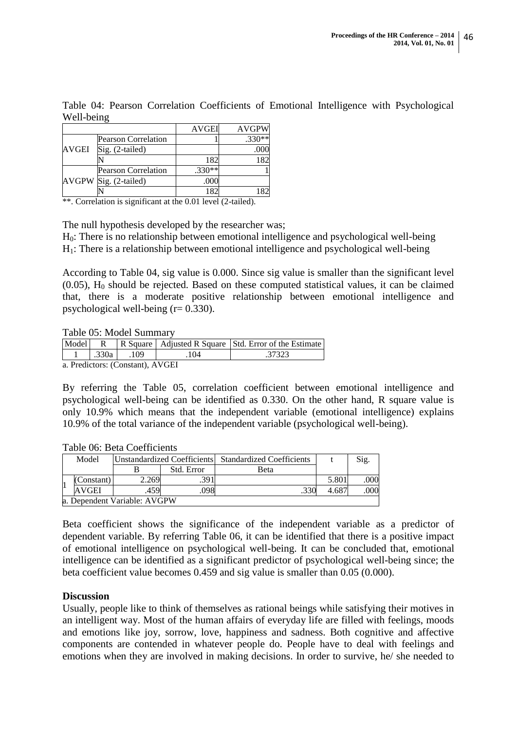Table 04: Pearson Correlation Coefficients of Emotional Intelligence with Psychological Well-being

| | | AVGEI | AVGPW |
|---|---|---|---|
| AVGEI | Pearson Correlation | 1 | .330** |
| | Sig. (2-tailed) | | .000 |
| | N | 182 | 182 |
| AVGPW | Pearson Correlation | .330** | 1 |
| | Sig. (2-tailed) | .000 | |
| | N | 182 | 182 |

**. Correlation is significant at the 0.01 level (2-tailed).

The null hypothesis developed by the researcher was;

$H_0$: There is no relationship between emotional intelligence and psychological well-being

$H_1$: There is a relationship between emotional intelligence and psychological well-being

According to Table 04, sig value is 0.000. Since sig value is smaller than the significant level (0.05), $H_0$ should be rejected. Based on these computed statistical values, it can be claimed that, there is a moderate positive relationship between emotional intelligence and psychological well-being (r= 0.330).

Table 05: Model Summary

| Model | R | R Square | Adjusted R Square | Std. Error of the Estimate |
|---|---|---|---|---|
| 1 | .330a | .109 | .104 | .37323 |

a. Predictors: (Constant), AVGEI

By referring the Table 05, correlation coefficient between emotional intelligence and psychological well-being can be identified as 0.330. On the other hand, R square value is only 10.9% which means that the independent variable (emotional intelligence) explains 10.9% of the total variance of the independent variable (psychological well-being).

Table 06: Beta Coefficients

| Model | | Unstandardized Coefficients | | Standardized Coefficients | t | Sig. |
|---|---|---|---|---|---|---|
| | | B | Std. Error | Beta | | |
| 1 | (Constant) | 2.269 | .391 | | 5.801 | .000 |
| | AVGEI | .459 | .098 | .330 | 4.687 | .000 |

a. Dependent Variable: AVGPW

Beta coefficient shows the significance of the independent variable as a predictor of dependent variable. By referring Table 06, it can be identified that there is a positive impact of emotional intelligence on psychological well-being. It can be concluded that, emotional intelligence can be identified as a significant predictor of psychological well-being since; the beta coefficient value becomes 0.459 and sig value is smaller than 0.05 (0.000).

**Discussion**

Usually, people like to think of themselves as rational beings while satisfying their motives in an intelligent way. Most of the human affairs of everyday life are filled with feelings, moods and emotions like joy, sorrow, love, happiness and sadness. Both cognitive and affective components are contended in whatever people do. People have to deal with feelings and emotions when they are involved in making decisions. In order to survive, he/ she needed to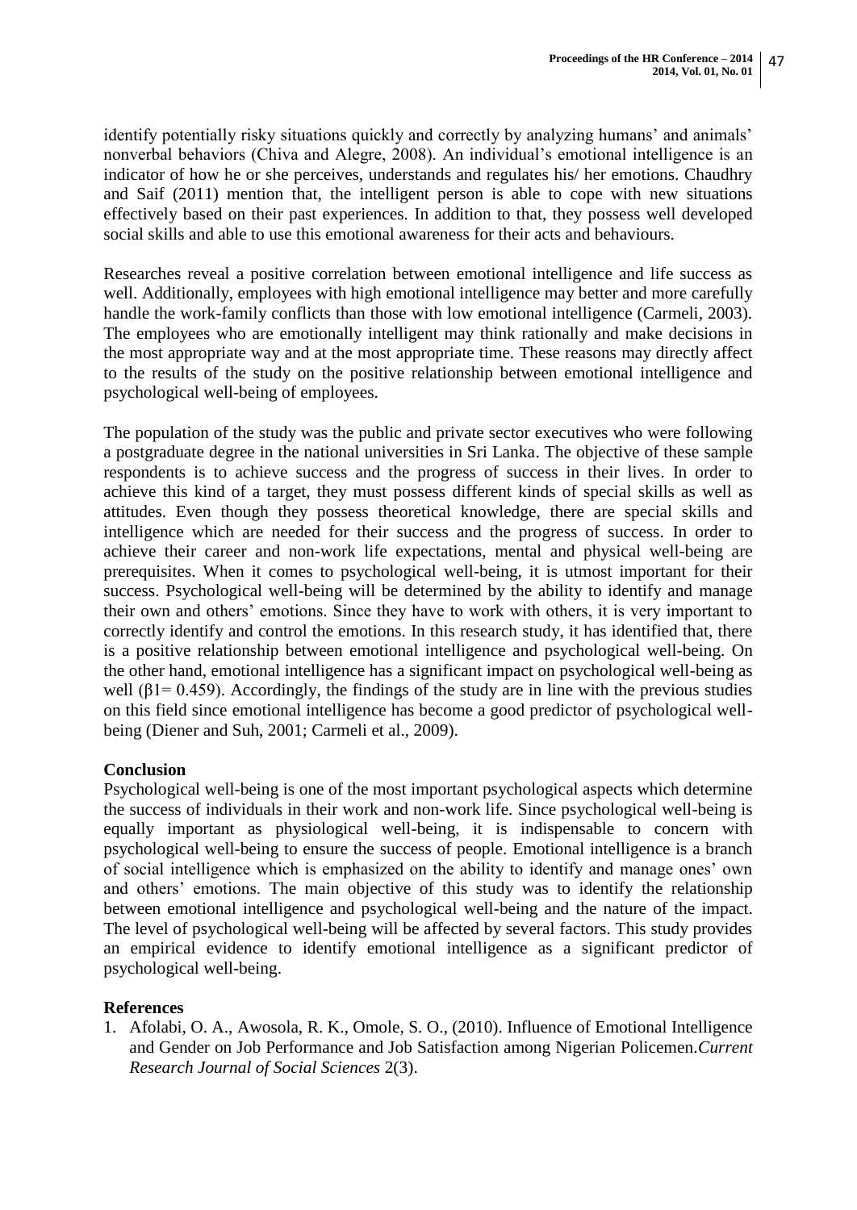identify potentially risky situations quickly and correctly by analyzing humans' and animals' nonverbal behaviors (Chiva and Alegre, 2008). An individual's emotional intelligence is an indicator of how he or she perceives, understands and regulates his/ her emotions. Chaudhry and Saif (2011) mention that, the intelligent person is able to cope with new situations effectively based on their past experiences. In addition to that, they possess well developed social skills and able to use this emotional awareness for their acts and behaviours.

Researches reveal a positive correlation between emotional intelligence and life success as well. Additionally, employees with high emotional intelligence may better and more carefully handle the work-family conflicts than those with low emotional intelligence (Carmeli, 2003). The employees who are emotionally intelligent may think rationally and make decisions in the most appropriate way and at the most appropriate time. These reasons may directly affect to the results of the study on the positive relationship between emotional intelligence and psychological well-being of employees.

The population of the study was the public and private sector executives who were following a postgraduate degree in the national universities in Sri Lanka. The objective of these sample respondents is to achieve success and the progress of success in their lives. In order to achieve this kind of a target, they must possess different kinds of special skills as well as attitudes. Even though they possess theoretical knowledge, there are special skills and intelligence which are needed for their success and the progress of success. In order to achieve their career and non-work life expectations, mental and physical well-being are prerequisites. When it comes to psychological well-being, it is utmost important for their success. Psychological well-being will be determined by the ability to identify and manage their own and others' emotions. Since they have to work with others, it is very important to correctly identify and control the emotions. In this research study, it has identified that, there is a positive relationship between emotional intelligence and psychological well-being. On the other hand, emotional intelligence has a significant impact on psychological well-being as well ($\beta 1 = 0.459$). Accordingly, the findings of the study are in line with the previous studies on this field since emotional intelligence has become a good predictor of psychological well-being (Diener and Suh, 2001; Carmeli et al., 2009).

**Conclusion**

Psychological well-being is one of the most important psychological aspects which determine the success of individuals in their work and non-work life. Since psychological well-being is equally important as physiological well-being, it is indispensable to concern with psychological well-being to ensure the success of people. Emotional intelligence is a branch of social intelligence which is emphasized on the ability to identify and manage ones' own and others' emotions. The main objective of this study was to identify the relationship between emotional intelligence and psychological well-being and the nature of the impact. The level of psychological well-being will be affected by several factors. This study provides an empirical evidence to identify emotional intelligence as a significant predictor of psychological well-being.

**References**

1. Afolabi, O. A., Awosola, R. K., Omole, S. O., (2010). Influence of Emotional Intelligence and Gender on Job Performance and Job Satisfaction among Nigerian Policemen.*Current Research Journal of Social Sciences* 2(3).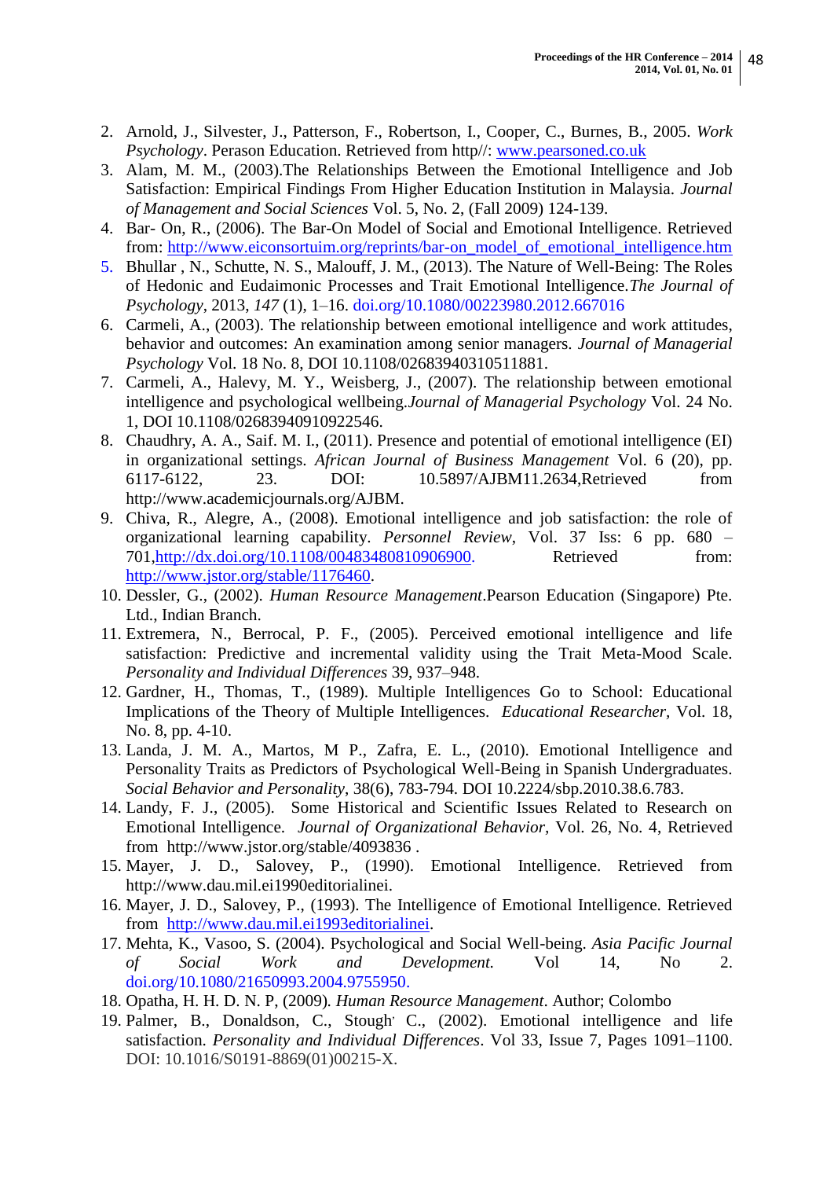2. Arnold, J., Silvester, J., Patterson, F., Robertson, I., Cooper, C., Burnes, B., 2005. *Work Psychology*. Perason Education. Retrieved from http//: www.pearsoned.co.uk
3. Alam, M. M., (2003).The Relationships Between the Emotional Intelligence and Job Satisfaction: Empirical Findings From Higher Education Institution in Malaysia. *Journal of Management and Social Sciences* Vol. 5, No. 2, (Fall 2009) 124-139.
4. Bar- On, R., (2006). The Bar-On Model of Social and Emotional Intelligence. Retrieved from: http://www.eiconsortuim.org/reprints/bar-on_model_of_emotional_intelligence.htm
5. Bhullar , N., Schutte, N. S., Malouff, J. M., (2013). The Nature of Well-Being: The Roles of Hedonic and Eudaimonic Processes and Trait Emotional Intelligence.*The Journal of Psychology*, 2013, *147* (1), 1–16. doi.org/10.1080/00223980.2012.667016
6. Carmeli, A., (2003). The relationship between emotional intelligence and work attitudes, behavior and outcomes: An examination among senior managers. *Journal of Managerial Psychology* Vol. 18 No. 8, DOI 10.1108/02683940310511881.
7. Carmeli, A., Halevy, M. Y., Weisberg, J., (2007). The relationship between emotional intelligence and psychological wellbeing.*Journal of Managerial Psychology* Vol. 24 No. 1, DOI 10.1108/02683940910922546.
8. Chaudhry, A. A., Saif. M. I., (2011). Presence and potential of emotional intelligence (EI) in organizational settings. *African Journal of Business Management* Vol. 6 (20), pp. 6117-6122, 23. DOI: 10.5897/AJBM11.2634,Retrieved from http://www.academicjournals.org/AJBM.
9. Chiva, R., Alegre, A., (2008). Emotional intelligence and job satisfaction: the role of organizational learning capability. *Personnel Review*, Vol. 37 Iss: 6 pp. 680 – 701,http://dx.doi.org/10.1108/00483480810906900. Retrieved from: http://www.jstor.org/stable/1176460.
10. Dessler, G., (2002). *Human Resource Management*.Pearson Education (Singapore) Pte. Ltd., Indian Branch.
11. Extremera, N., Berrocal, P. F., (2005). Perceived emotional intelligence and life satisfaction: Predictive and incremental validity using the Trait Meta-Mood Scale. *Personality and Individual Differences* 39, 937–948.
12. Gardner, H., Thomas, T., (1989). Multiple Intelligences Go to School: Educational Implications of the Theory of Multiple Intelligences. *Educational Researcher*, Vol. 18, No. 8, pp. 4-10.
13. Landa, J. M. A., Martos, M P., Zafra, E. L., (2010). Emotional Intelligence and Personality Traits as Predictors of Psychological Well-Being in Spanish Undergraduates. *Social Behavior and Personality*, 38(6), 783-794. DOI 10.2224/sbp.2010.38.6.783.
14. Landy, F. J., (2005). Some Historical and Scientific Issues Related to Research on Emotional Intelligence. *Journal of Organizational Behavior*, Vol. 26, No. 4, Retrieved from http://www.jstor.org/stable/4093836 .
15. Mayer, J. D., Salovey, P., (1990). Emotional Intelligence. Retrieved from http://www.dau.mil.ei1990editorialinei.
16. Mayer, J. D., Salovey, P., (1993). The Intelligence of Emotional Intelligence. Retrieved from http://www.dau.mil.ei1993editorialinei.
17. Mehta, K., Vasoo, S. (2004). Psychological and Social Well-being. *Asia Pacific Journal of Social Work and Development.* Vol 14, No 2. doi.org/10.1080/21650993.2004.9755950.
18. Opatha, H. H. D. N. P, (2009). *Human Resource Management*. Author; Colombo
19. Palmer, B., Donaldson, C., Stough' C., (2002). Emotional intelligence and life satisfaction. *Personality and Individual Differences*. Vol 33, Issue 7, Pages 1091–1100. DOI: 10.1016/S0191-8869(01)00215-X.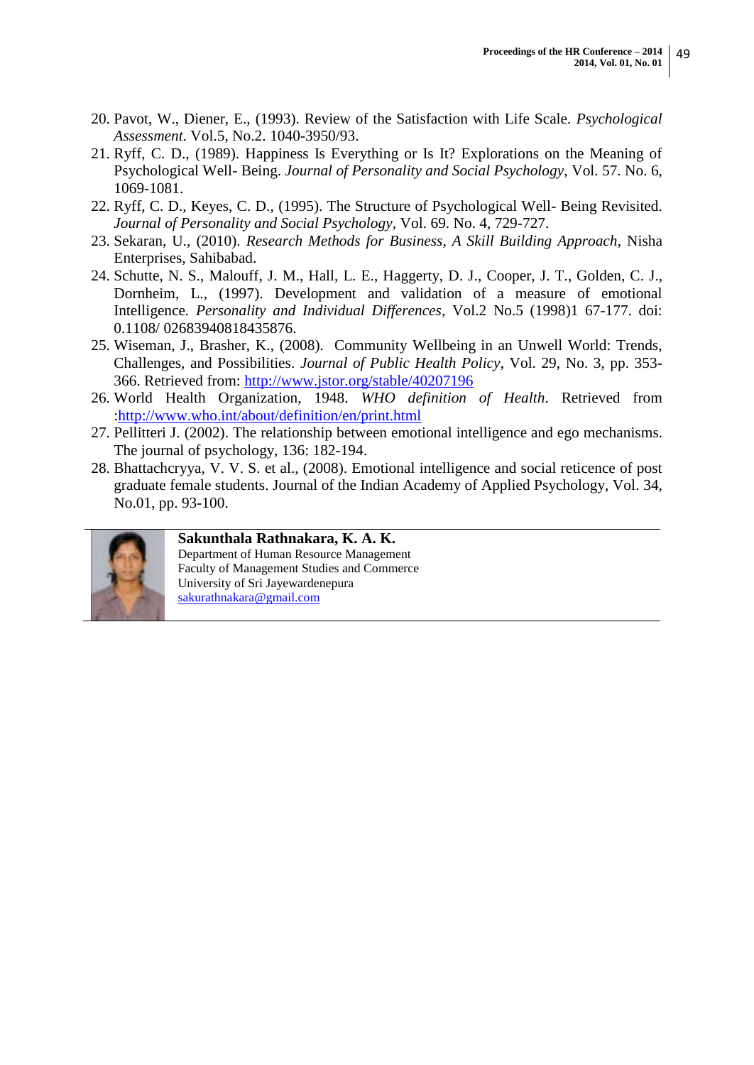20. Pavot, W., Diener, E., (1993). Review of the Satisfaction with Life Scale. *Psychological Assessment*. Vol.5, No.2. 1040-3950/93.
21. Ryff, C. D., (1989). Happiness Is Everything or Is It? Explorations on the Meaning of Psychological Well- Being. *Journal of Personality and Social Psychology*, Vol. 57. No. 6, 1069-1081.
22. Ryff, C. D., Keyes, C. D., (1995). The Structure of Psychological Well- Being Revisited. *Journal of Personality and Social Psychology*, Vol. 69. No. 4, 729-727.
23. Sekaran, U., (2010). *Research Methods for Business, A Skill Building Approach*, Nisha Enterprises, Sahibabad.
24. Schutte, N. S., Malouff, J. M., Hall, L. E., Haggerty, D. J., Cooper, J. T., Golden, C. J., Dornheim, L., (1997). Development and validation of a measure of emotional Intelligence. *Personality and Individual Differences*, Vol.2 No.5 (1998)1 67-177. doi: 0.1108/ 02683940818435876.
25. Wiseman, J., Brasher, K., (2008). Community Wellbeing in an Unwell World: Trends, Challenges, and Possibilities. *Journal of Public Health Policy*, Vol. 29, No. 3, pp. 353-366. Retrieved from: http://www.jstor.org/stable/40207196
26. World Health Organization, 1948. *WHO definition of Health*. Retrieved from :http://www.who.int/about/definition/en/print.html
27. Pellitteri J. (2002). The relationship between emotional intelligence and ego mechanisms. The journal of psychology, 136: 182-194.
28. Bhattachcryya, V. V. S. et al., (2008). Emotional intelligence and social reticence of post graduate female students. Journal of the Indian Academy of Applied Psychology, Vol. 34, No.01, pp. 93-100.

**Sakunthala Rathnakara, K. A. K.**
Department of Human Resource Management
Faculty of Management Studies and Commerce
University of Sri Jayewardenepura
sakurathnakara@gmail.com